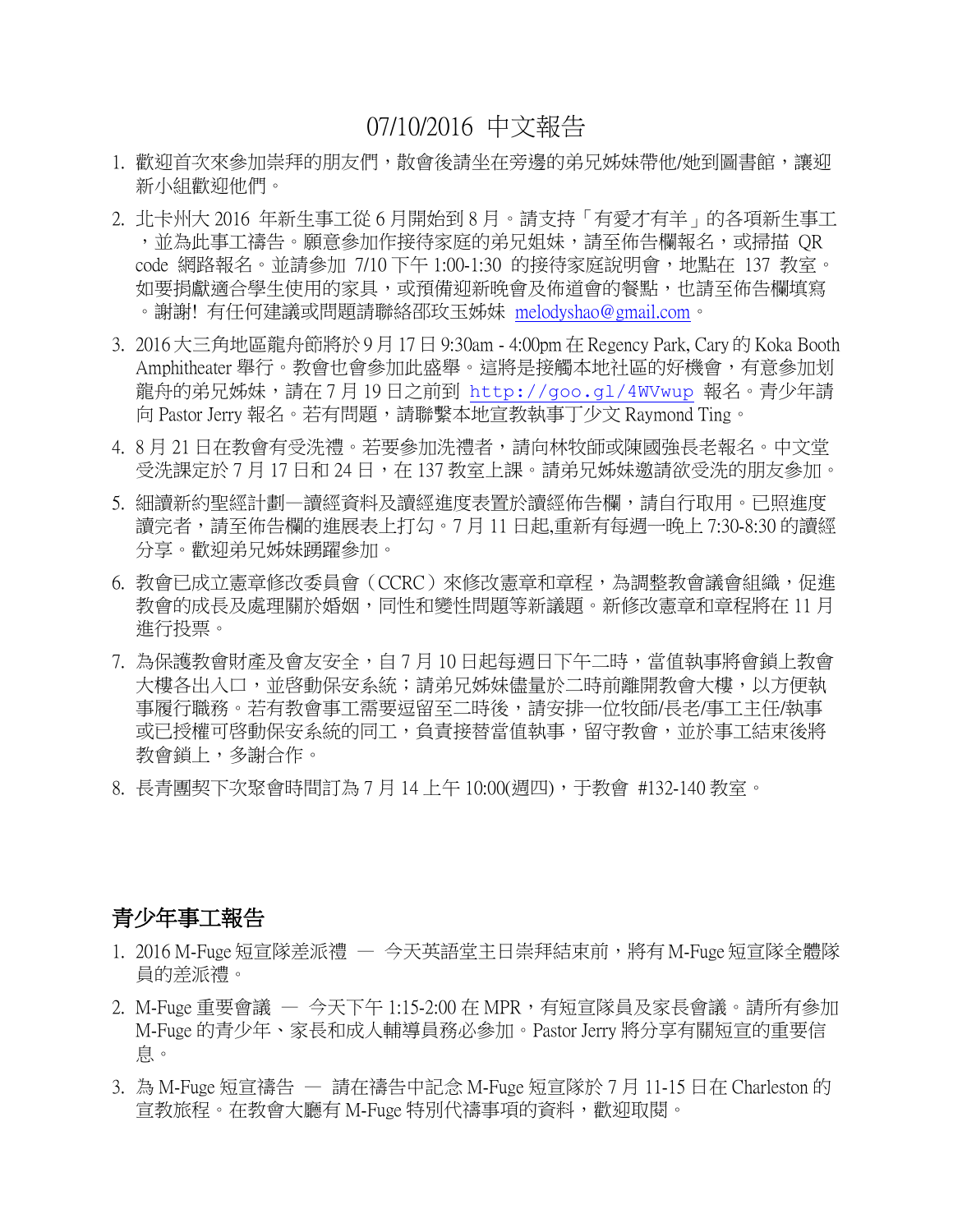# 07/10/2016 中文報告

1. 歡迎首次來參加崇拜的朋友們，散會後請坐在旁邊的弟兄姊妹帶他/她到圖書館，讓迎新小組歡迎他們。

2. 北卡州大 2016 年新生事工從 6 月開始到 8 月。請支持「有愛才有羊」的各項新生事工，並為此事工禱告。願意參加作接待家庭的弟兄姐妹，請至佈告欄報名，或掃描 QR code 網路報名。並請參加 7/10 下午 1:00-1:30 的接待家庭說明會，地點在 137 教室。如要捐獻適合學生使用的家具，或預備迎新晚會及佈道會的餐點，也請至佈告欄填寫。謝謝! 有任何建議或問題請聯絡邵玫玉姊妹 melodyshao@gmail.com。

3. 2016 大三角地區龍舟節將於 9 月 17 日 9:30am - 4:00pm 在 Regency Park, Cary 的 Koka Booth Amphitheater 舉行。教會也會參加此盛舉。這將是接觸本地社區的好機會，有意參加划龍舟的弟兄姊妹，請在 7 月 19 日之前到 http://goo.gl/4WVwup 報名。青少年請向 Pastor Jerry 報名。若有問題，請聯繫本地宣教執事丁少文 Raymond Ting。

4. 8 月 21 日在教會有受洗禮。若要參加洗禮者，請向林牧師或陳國強長老報名。中文堂受洗課定於 7 月 17 日和 24 日，在 137 教室上課。請弟兄姊妹邀請欲受洗的朋友參加。

5. 細讀新約聖經計劃—讀經資料及讀經進度表置於讀經佈告欄，請自行取用。已照進度讀完者，請至佈告欄的進展表上打勾。7 月 11 日起,重新有每週一晚上 7:30-8:30 的讀經分享。歡迎弟兄姊妹踴躍參加。

6. 教會已成立憲章修改委員會（CCRC）來修改憲章和章程，為調整教會議會組織，促進教會的成長及處理關於婚姻，同性和變性問題等新議題。新修改憲章和章程將在 11 月進行投票。

7. 為保護教會財產及會友安全，自 7 月 10 日起每週日下午二時，當值執事將會鎖上教會大樓各出入口，並啓動保安系統；請弟兄姊妹儘量於二時前離開教會大樓，以方便執事履行職務。若有教會事工需要逗留至二時後，請安排一位牧師/長老/事工主任/執事或已授權可啓動保安系統的同工，負責接替當值執事，留守教會，並於事工結束後將教會鎖上，多謝合作。

8. 長青團契下次聚會時間訂為 7 月 14 上午 10:00(週四)，于教會 #132-140 教室。

## 青少年事工報告

1. 2016 M-Fuge 短宣隊差派禮 — 今天英語堂主日崇拜結束前，將有 M-Fuge 短宣隊全體隊員的差派禮。

2. M-Fuge 重要會議 — 今天下午 1:15-2:00 在 MPR，有短宣隊員及家長會議。請所有參加 M-Fuge 的青少年、家長和成人輔導員務必參加。Pastor Jerry 將分享有關短宣的重要信息。

3. 為 M-Fuge 短宣禱告 — 請在禱告中記念 M-Fuge 短宣隊於 7 月 11-15 日在 Charleston 的宣教旅程。在教會大廳有 M-Fuge 特別代禱事項的資料，歡迎取閱。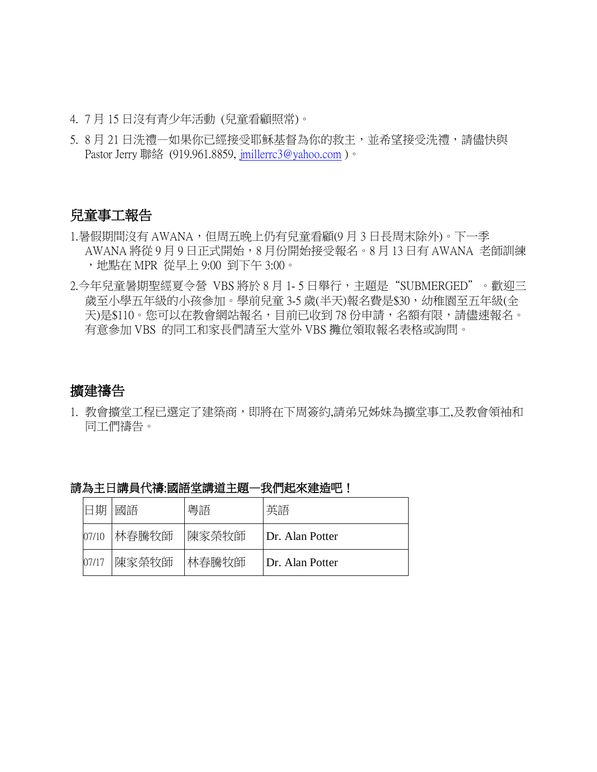4. 7 月 15 日沒有青少年活動 (兒童看顧照常)。
5. 8 月 21 日洗禮—如果你已經接受耶穌基督為你的救主，並希望接受洗禮，請儘快與 Pastor Jerry 聯絡 (919.961.8859, jmillerrc3@yahoo.com )。

## 兒童事工報告

1.暑假期間沒有 AWANA，但周五晚上仍有兒童看顧(9 月 3 日長周末除外)。下一季 AWANA 將從 9 月 9 日正式開始，8 月份開始接受報名。8 月 13 日有 AWANA 老師訓練，地點在 MPR 從早上 9:00 到下午 3:00。

2.今年兒童暑期聖經夏令營 VBS 將於 8 月 1- 5 日舉行，主題是"SUBMERGED"。歡迎三歲至小學五年級的小孩參加。學前兒童 3-5 歲(半天)報名費是$30，幼稚園至五年級(全天)是$110。您可以在教會網站報名，目前已收到 78 份申請，名額有限，請儘速報名。有意參加 VBS 的同工和家長們請至大堂外 VBS 攤位領取報名表格或詢問。

## 擴建禱告

1. 教會擴堂工程已選定了建築商，即將在下周簽約,請弟兄姊妹為擴堂事工,及教會領袖和同工們禱告。

**請為主日講員代禱:國語堂講道主題—我們起來建造吧！**

| 日期 | 國語 | 粵語 | 英語 |
|---|---|---|---|
| 07/10 | 林春騰牧師 | 陳家榮牧師 | Dr. Alan Potter |
| 07/17 | 陳家榮牧師 | 林春騰牧師 | Dr. Alan Potter |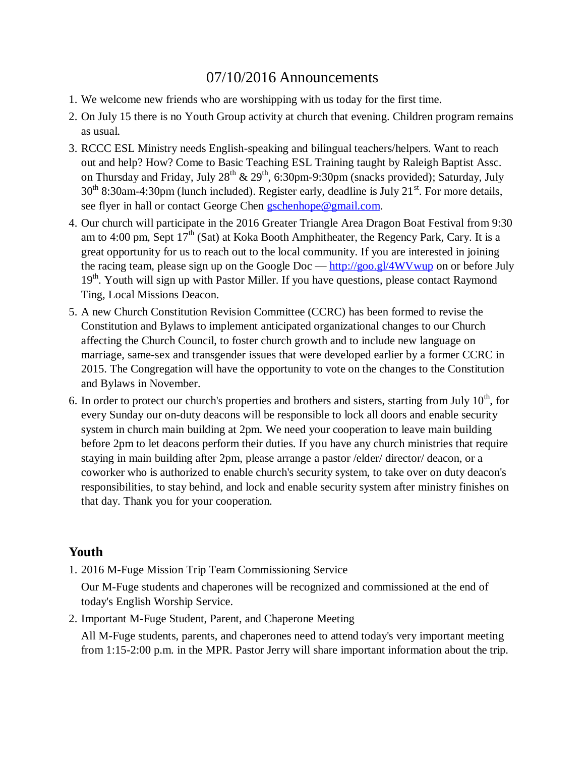# 07/10/2016 Announcements

1. We welcome new friends who are worshipping with us today for the first time.
2. On July 15 there is no Youth Group activity at church that evening. Children program remains as usual.
3. RCCC ESL Ministry needs English-speaking and bilingual teachers/helpers. Want to reach out and help? How? Come to Basic Teaching ESL Training taught by Raleigh Baptist Assc. on Thursday and Friday, July 28th & 29th, 6:30pm-9:30pm (snacks provided); Saturday, July 30th 8:30am-4:30pm (lunch included). Register early, deadline is July 21st. For more details, see flyer in hall or contact George Chen gschenhope@gmail.com.
4. Our church will participate in the 2016 Greater Triangle Area Dragon Boat Festival from 9:30 am to 4:00 pm, Sept 17th (Sat) at Koka Booth Amphitheater, the Regency Park, Cary. It is a great opportunity for us to reach out to the local community. If you are interested in joining the racing team, please sign up on the Google Doc — http://goo.gl/4WVwup on or before July 19th. Youth will sign up with Pastor Miller. If you have questions, please contact Raymond Ting, Local Missions Deacon.
5. A new Church Constitution Revision Committee (CCRC) has been formed to revise the Constitution and Bylaws to implement anticipated organizational changes to our Church affecting the Church Council, to foster church growth and to include new language on marriage, same-sex and transgender issues that were developed earlier by a former CCRC in 2015. The Congregation will have the opportunity to vote on the changes to the Constitution and Bylaws in November.
6. In order to protect our church's properties and brothers and sisters, starting from July 10th, for every Sunday our on-duty deacons will be responsible to lock all doors and enable security system in church main building at 2pm. We need your cooperation to leave main building before 2pm to let deacons perform their duties. If you have any church ministries that require staying in main building after 2pm, please arrange a pastor /elder/ director/ deacon, or a coworker who is authorized to enable church's security system, to take over on duty deacon's responsibilities, to stay behind, and lock and enable security system after ministry finishes on that day. Thank you for your cooperation.

## Youth

1. 2016 M-Fuge Mission Trip Team Commissioning Service

   Our M-Fuge students and chaperones will be recognized and commissioned at the end of today's English Worship Service.

2. Important M-Fuge Student, Parent, and Chaperone Meeting

   All M-Fuge students, parents, and chaperones need to attend today's very important meeting from 1:15-2:00 p.m. in the MPR. Pastor Jerry will share important information about the trip.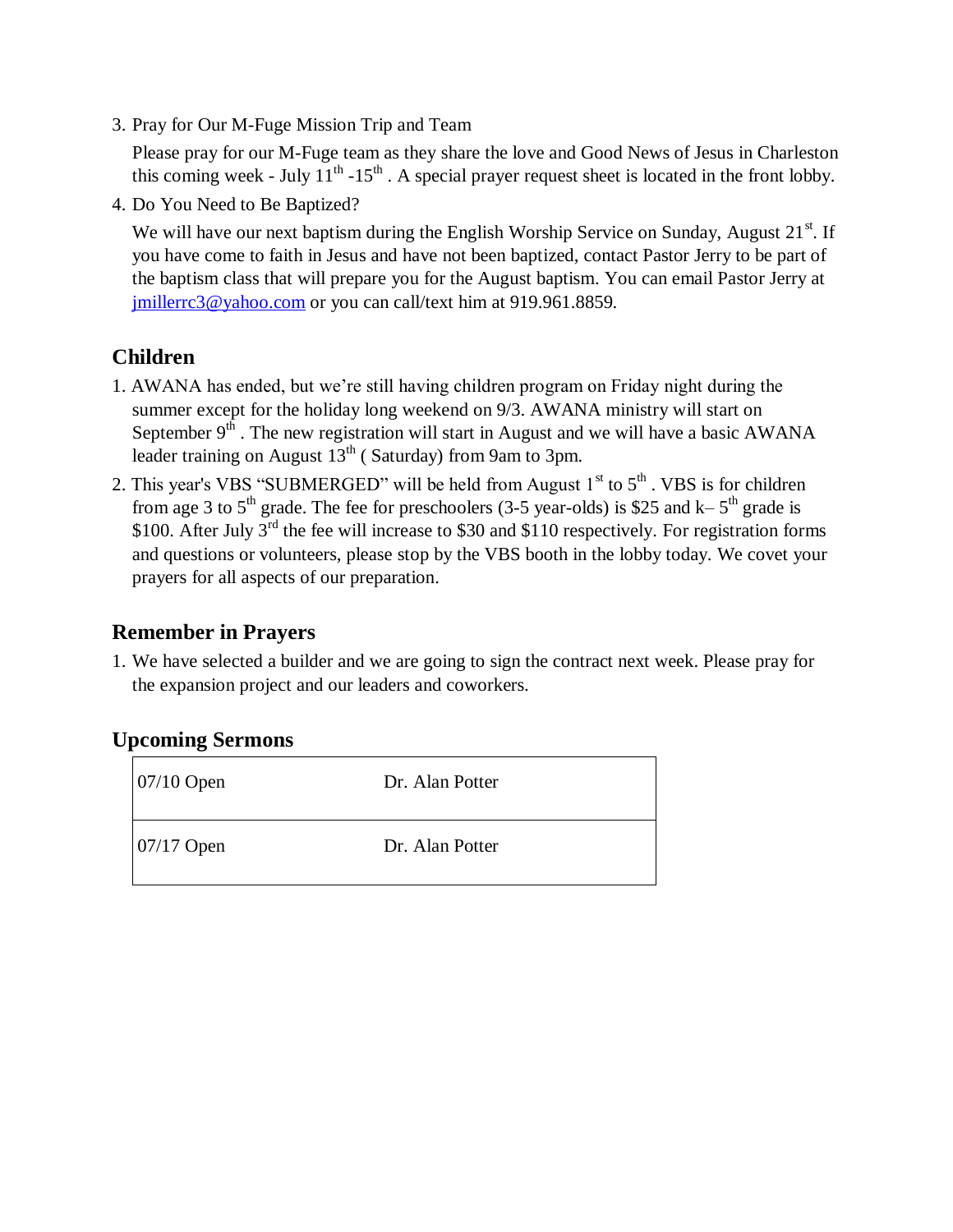3. Pray for Our M-Fuge Mission Trip and Team

   Please pray for our M-Fuge team as they share the love and Good News of Jesus in Charleston this coming week - July 11th -15th . A special prayer request sheet is located in the front lobby.

4. Do You Need to Be Baptized?

   We will have our next baptism during the English Worship Service on Sunday, August 21st. If you have come to faith in Jesus and have not been baptized, contact Pastor Jerry to be part of the baptism class that will prepare you for the August baptism. You can email Pastor Jerry at jmillerrc3@yahoo.com or you can call/text him at 919.961.8859.

## Children

1. AWANA has ended, but we're still having children program on Friday night during the summer except for the holiday long weekend on 9/3. AWANA ministry will start on September 9th . The new registration will start in August and we will have a basic AWANA leader training on August 13th ( Saturday) from 9am to 3pm.
2. This year's VBS "SUBMERGED" will be held from August 1st to 5th . VBS is for children from age 3 to 5th grade. The fee for preschoolers (3-5 year-olds) is $25 and k– 5th grade is $100. After July 3rd the fee will increase to $30 and $110 respectively. For registration forms and questions or volunteers, please stop by the VBS booth in the lobby today. We covet your prayers for all aspects of our preparation.

## Remember in Prayers

1. We have selected a builder and we are going to sign the contract next week. Please pray for the expansion project and our leaders and coworkers.

## Upcoming Sermons

| | |
|---|---|
| 07/10 Open | Dr. Alan Potter |
| 07/17 Open | Dr. Alan Potter |